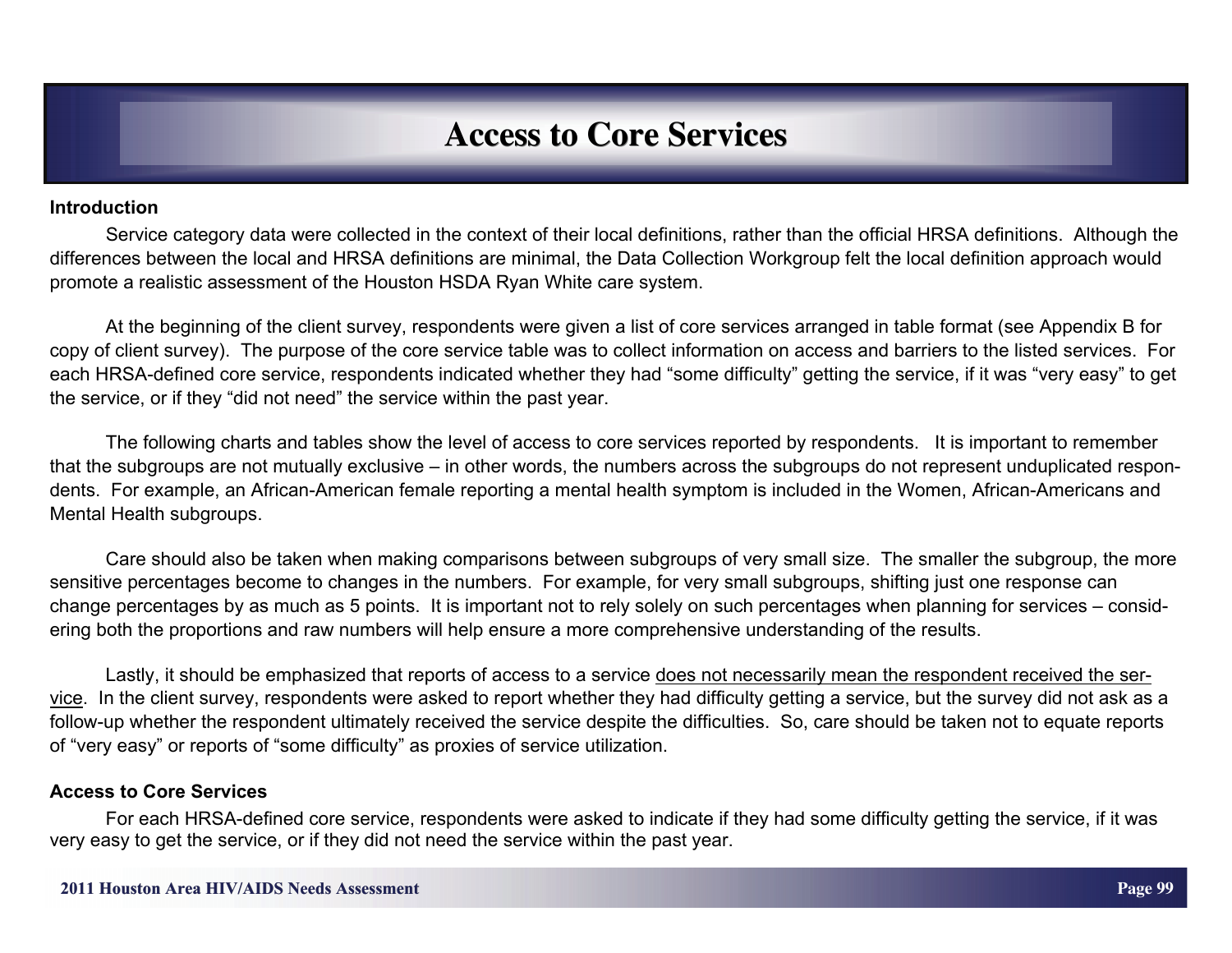# Access to Core Services

## Introduction

Service category data were collected in the context of their local definitions, rather than the official HRSA definitions. Although the differences between the local and HRSA definitions are minimal, the Data Collection Workgroup felt the local definition approach would promote a realistic assessment of the Houston HSDA Ryan White care system.

At the beginning of the client survey, respondents were given a list of core services arranged in table format (see Appendix B for copy of client survey). The purpose of the core service table was to collect information on access and barriers to the listed services. For each HRSA-defined core service, respondents indicated whether they had "some difficulty" getting the service, if it was "very easy" to get the service, or if they "did not need" the service within the past year.

The following charts and tables show the level of access to core services reported by respondents. It is important to remember that the subgroups are not mutually exclusive – in other words, the numbers across the subgroups do not represent unduplicated respondents. For example, an African-American female reporting a mental health symptom is included in the Women, African-Americans and Mental Health subgroups.

Care should also be taken when making comparisons between subgroups of very small size. The smaller the subgroup, the more sensitive percentages become to changes in the numbers. For example, for very small subgroups, shifting just one response can change percentages by as much as 5 points. It is important not to rely solely on such percentages when planning for services – considering both the proportions and raw numbers will help ensure a more comprehensive understanding of the results.

Lastly, it should be emphasized that reports of access to a service does not necessarily mean the respondent received the service. In the client survey, respondents were asked to report whether they had difficulty getting a service, but the survey did not ask as a follow-up whether the respondent ultimately received the service despite the difficulties. So, care should be taken not to equate reports of "very easy" or reports of "some difficulty" as proxies of service utilization.

## Access to Core Services

For each HRSA-defined core service, respondents were asked to indicate if they had some difficulty getting the service, if it was very easy to get the service, or if they did not need the service within the past year.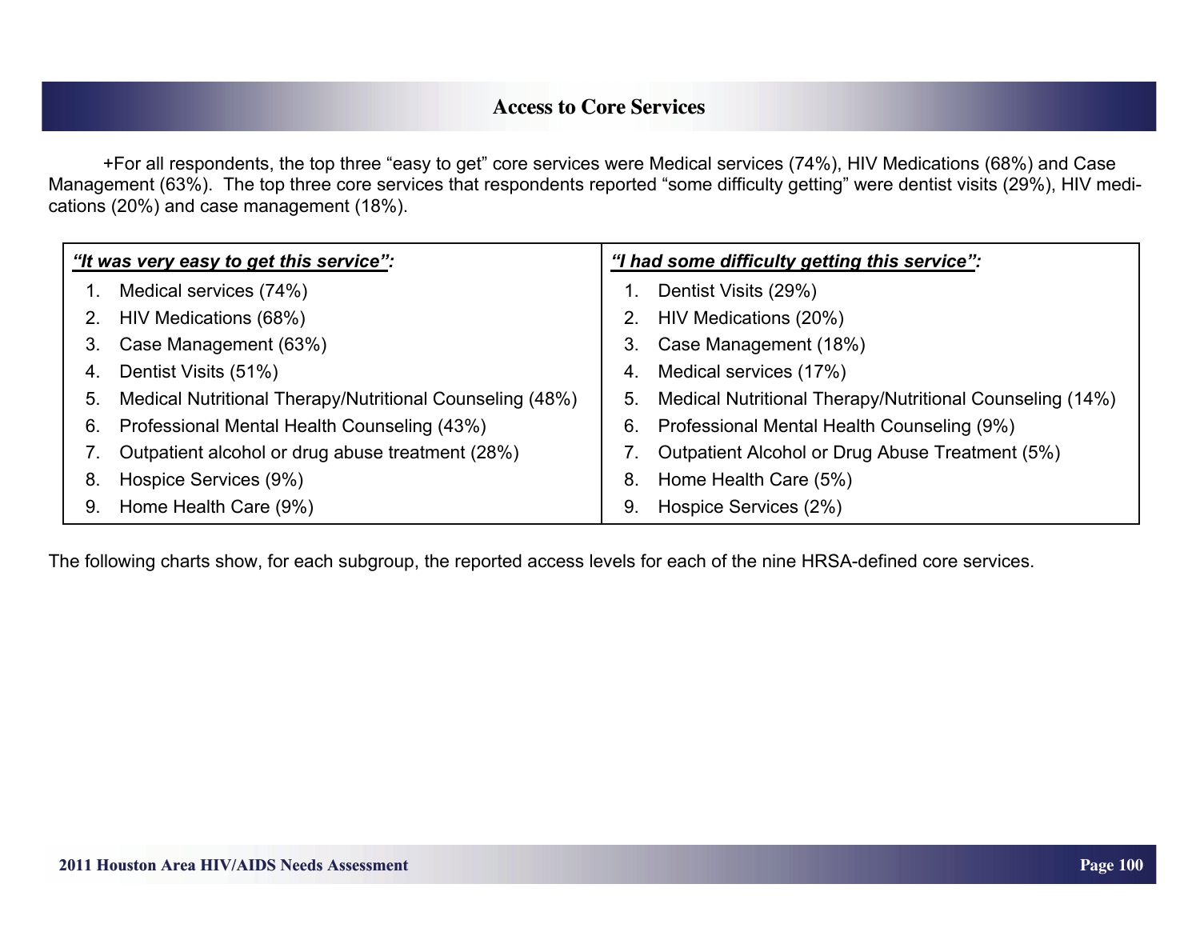## Access to Core Services

+For all respondents, the top three "easy to get" core services were Medical services (74%), HIV Medications (68%) and Case Management (63%). The top three core services that respondents reported "some difficulty getting" were dentist visits (29%), HIV medications (20%) and case management (18%).

| ***"It was very easy to get this service":*** | ***"I had some difficulty getting this service":*** |
|---|---|
| 1. Medical services (74%) | 1. Dentist Visits (29%) |
| 2. HIV Medications (68%) | 2. HIV Medications (20%) |
| 3. Case Management (63%) | 3. Case Management (18%) |
| 4. Dentist Visits (51%) | 4. Medical services (17%) |
| 5. Medical Nutritional Therapy/Nutritional Counseling (48%) | 5. Medical Nutritional Therapy/Nutritional Counseling (14%) |
| 6. Professional Mental Health Counseling (43%) | 6. Professional Mental Health Counseling (9%) |
| 7. Outpatient alcohol or drug abuse treatment (28%) | 7. Outpatient Alcohol or Drug Abuse Treatment (5%) |
| 8. Hospice Services (9%) | 8. Home Health Care (5%) |
| 9. Home Health Care (9%) | 9. Hospice Services (2%) |

The following charts show, for each subgroup, the reported access levels for each of the nine HRSA-defined core services.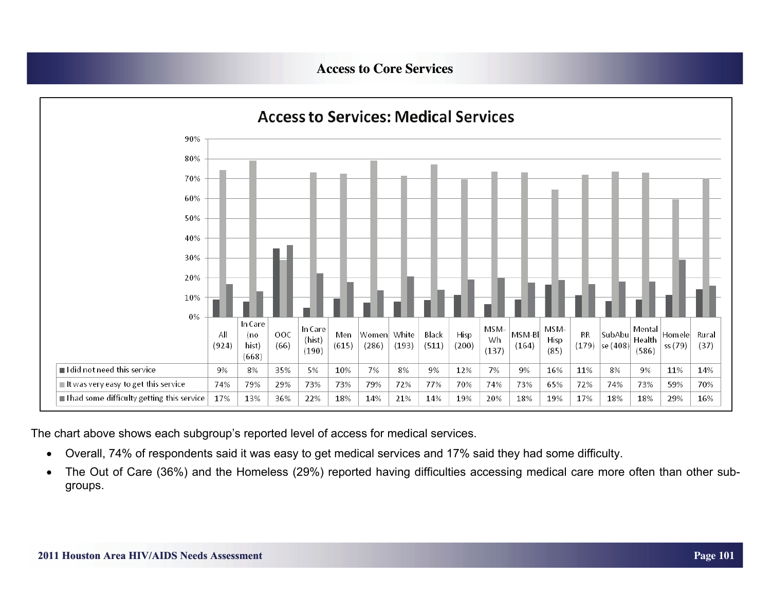## Access to Core Services

**Access to Services: Medical Services**

| | All (924) | In Care (no hist) (668) | OOC (66) | In Care (hist) (190) | Men (615) | Women (286) | White (193) | Black (511) | Hisp (200) | MSM-Wh (137) | MSM-Bl (164) | MSM-Hisp (85) | RR (179) | SubAbuse (408) | Mental Health (586) | Homeless (79) | Rural (37) |
|---|---|---|---|---|---|---|---|---|---|---|---|---|---|---|---|---|---|
| I did not need this service | 9% | 8% | 35% | 5% | 10% | 7% | 8% | 9% | 12% | 7% | 9% | 16% | 11% | 8% | 9% | 11% | 14% |
| It was very easy to get this service | 74% | 79% | 29% | 73% | 73% | 79% | 72% | 77% | 70% | 74% | 73% | 65% | 72% | 74% | 73% | 59% | 70% |
| I had some difficulty getting this service | 17% | 13% | 36% | 22% | 18% | 14% | 21% | 14% | 19% | 20% | 18% | 19% | 17% | 18% | 18% | 29% | 16% |

The chart above shows each subgroup's reported level of access for medical services.

- Overall, 74% of respondents said it was easy to get medical services and 17% said they had some difficulty.
- The Out of Care (36%) and the Homeless (29%) reported having difficulties accessing medical care more often than other sub-groups.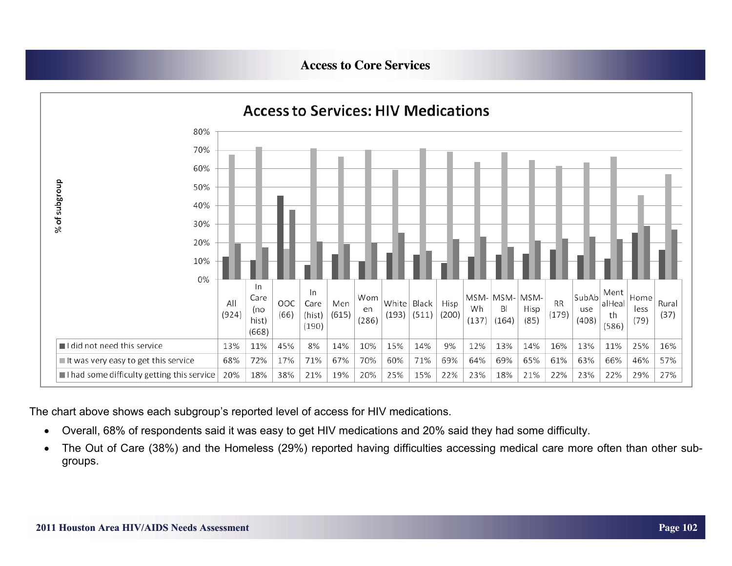## Access to Core Services

**Access to Services: HIV Medications**

| | All (924) | In Care (no hist) (668) | OOC (66) | In Care (hist) (190) | Men (615) | Women (286) | White (193) | Black (511) | Hisp (200) | MSM-Wh (137) | MSM-Bl (164) | MSM-Hisp (85) | RR (179) | SubAbuse (408) | MentalHealth (586) | Homeless (79) | Rural (37) |
|---|---|---|---|---|---|---|---|---|---|---|---|---|---|---|---|---|---|
| I did not need this service | 13% | 11% | 45% | 8% | 14% | 10% | 15% | 14% | 9% | 12% | 13% | 14% | 16% | 13% | 11% | 25% | 16% |
| It was very easy to get this service | 68% | 72% | 17% | 71% | 67% | 70% | 60% | 71% | 69% | 64% | 69% | 65% | 61% | 63% | 66% | 46% | 57% |
| I had some difficulty getting this service | 20% | 18% | 38% | 21% | 19% | 20% | 25% | 15% | 22% | 23% | 18% | 21% | 22% | 23% | 22% | 29% | 27% |

The chart above shows each subgroup's reported level of access for HIV medications.

- Overall, 68% of respondents said it was easy to get HIV medications and 20% said they had some difficulty.
- The Out of Care (38%) and the Homeless (29%) reported having difficulties accessing medical care more often than other subgroups.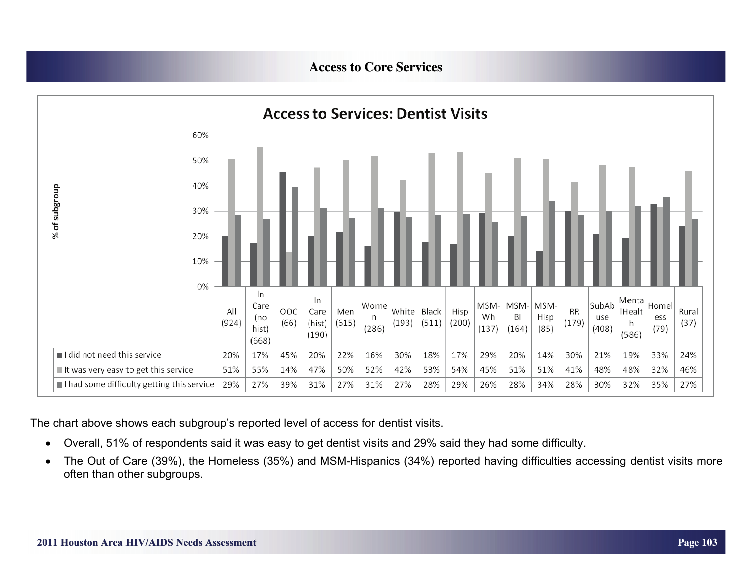## Access to Core Services

### Access to Services: Dentist Visits

| | All (924) | In Care (no hist) (668) | OOC (66) | In Care (hist) (190) | Men (615) | Women (286) | White (193) | Black (511) | Hisp (200) | MSM-Wh (137) | MSM-Bl (164) | MSM-Hisp (85) | RR (179) | SubAbuse (408) | MentalHealth (586) | Homeless (79) | Rural (37) |
|---|---|---|---|---|---|---|---|---|---|---|---|---|---|---|---|---|---|
| I did not need this service | 20% | 17% | 45% | 20% | 22% | 16% | 30% | 18% | 17% | 29% | 20% | 14% | 30% | 21% | 19% | 33% | 24% |
| It was very easy to get this service | 51% | 55% | 14% | 47% | 50% | 52% | 42% | 53% | 54% | 45% | 51% | 51% | 41% | 48% | 48% | 32% | 46% |
| I had some difficulty getting this service | 29% | 27% | 39% | 31% | 27% | 31% | 27% | 28% | 29% | 26% | 28% | 34% | 28% | 30% | 32% | 35% | 27% |

The chart above shows each subgroup's reported level of access for dentist visits.

- Overall, 51% of respondents said it was easy to get dentist visits and 29% said they had some difficulty.
- The Out of Care (39%), the Homeless (35%) and MSM-Hispanics (34%) reported having difficulties accessing dentist visits more often than other subgroups.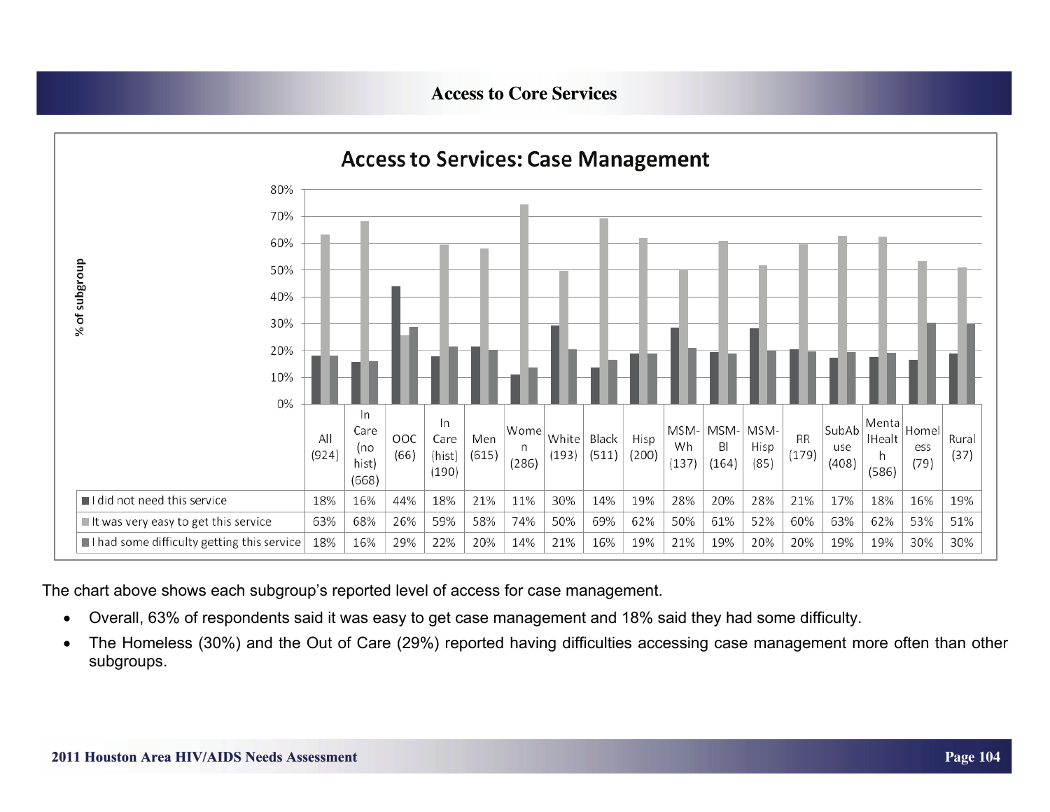## Access to Core Services

### Access to Services: Case Management

| | All (924) | In Care (no hist) (668) | OOC (66) | In Care (hist) (190) | Men (615) | Women (286) | White (193) | Black (511) | Hisp (200) | MSM-Wh (137) | MSM-Bl (164) | MSM-Hisp (85) | RR (179) | SubAbuse (408) | MentalHealth (586) | Homeless (79) | Rural (37) |
|---|---|---|---|---|---|---|---|---|---|---|---|---|---|---|---|---|---|
| I did not need this service | 18% | 16% | 44% | 18% | 21% | 11% | 30% | 14% | 19% | 28% | 20% | 28% | 21% | 17% | 18% | 16% | 19% |
| It was very easy to get this service | 63% | 68% | 26% | 59% | 58% | 74% | 50% | 69% | 62% | 50% | 61% | 52% | 60% | 63% | 62% | 53% | 51% |
| I had some difficulty getting this service | 18% | 16% | 29% | 22% | 20% | 14% | 21% | 16% | 19% | 21% | 19% | 20% | 20% | 19% | 19% | 30% | 30% |

The chart above shows each subgroup's reported level of access for case management.

- Overall, 63% of respondents said it was easy to get case management and 18% said they had some difficulty.
- The Homeless (30%) and the Out of Care (29%) reported having difficulties accessing case management more often than other subgroups.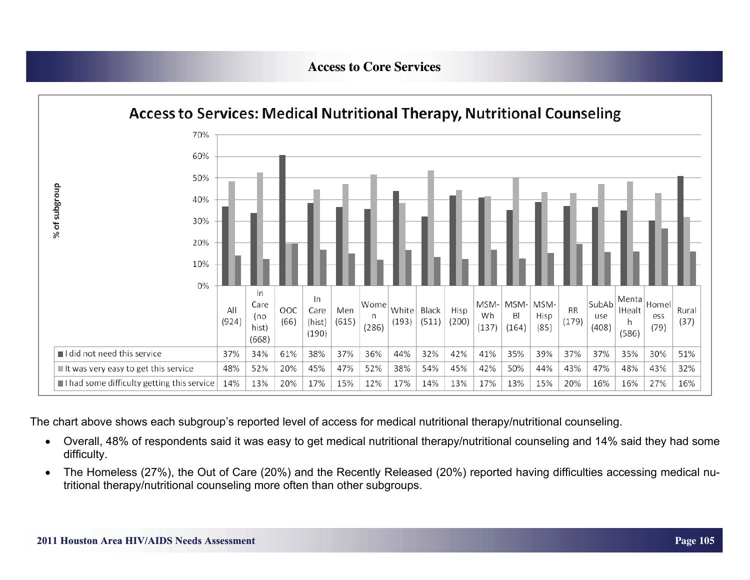## Access to Core Services

### Access to Services: Medical Nutritional Therapy, Nutritional Counseling

| | All (924) | In Care (no hist) (668) | OOC (66) | In Care (hist) (190) | Men (615) | Women (286) | White (193) | Black (511) | Hisp (200) | MSM-Wh (137) | MSM-Bl (164) | MSM-Hisp (85) | RR (179) | SubAbuse (408) | MentalHealth (586) | Homeless (79) | Rural (37) |
|---|---|---|---|---|---|---|---|---|---|---|---|---|---|---|---|---|---|
| I did not need this service | 37% | 34% | 61% | 38% | 37% | 36% | 44% | 32% | 42% | 41% | 35% | 39% | 37% | 37% | 35% | 30% | 51% |
| It was very easy to get this service | 48% | 52% | 20% | 45% | 47% | 52% | 38% | 54% | 45% | 42% | 50% | 44% | 43% | 47% | 48% | 43% | 32% |
| I had some difficulty getting this service | 14% | 13% | 20% | 17% | 15% | 12% | 17% | 14% | 13% | 17% | 13% | 15% | 20% | 16% | 16% | 27% | 16% |

The chart above shows each subgroup's reported level of access for medical nutritional therapy/nutritional counseling.

- Overall, 48% of respondents said it was easy to get medical nutritional therapy/nutritional counseling and 14% said they had some difficulty.
- The Homeless (27%), the Out of Care (20%) and the Recently Released (20%) reported having difficulties accessing medical nutritional therapy/nutritional counseling more often than other subgroups.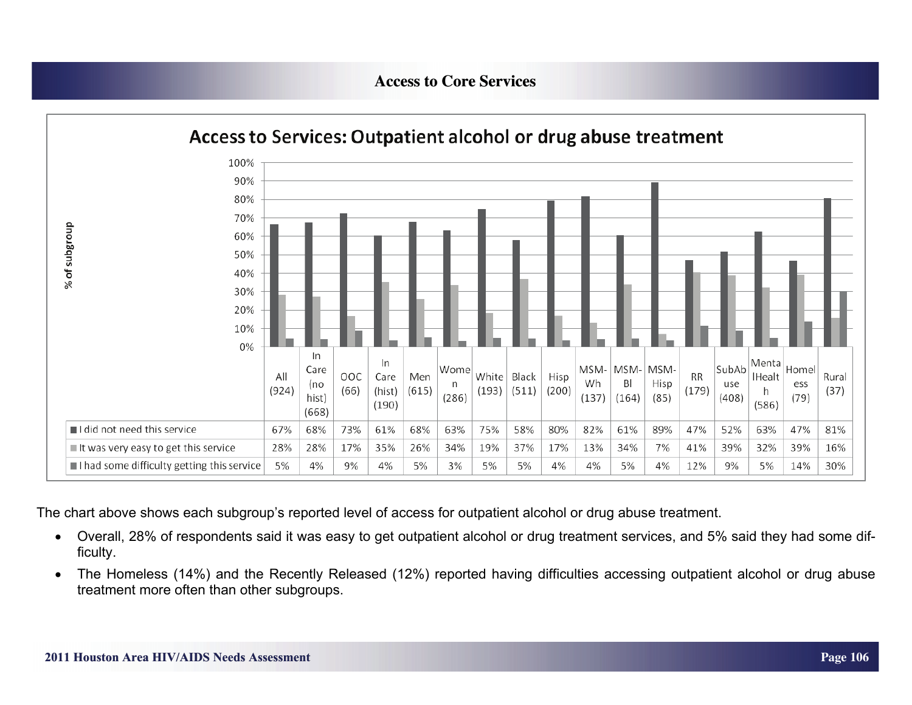## Access to Core Services

### Access to Services: Outpatient alcohol or drug abuse treatment

| | All (924) | In Care (no hist) (668) | OOC (66) | In Care (hist) (190) | Men (615) | Women (286) | White (193) | Black (511) | Hisp (200) | MSM-Wh (137) | MSM-Bl (164) | MSM-Hisp (85) | RR (179) | SubAbuse (408) | MentalHealth (586) | Homeless (79) | Rural (37) |
|---|---|---|---|---|---|---|---|---|---|---|---|---|---|---|---|---|---|
| I did not need this service | 67% | 68% | 73% | 61% | 68% | 63% | 75% | 58% | 80% | 82% | 61% | 89% | 47% | 52% | 63% | 47% | 81% |
| It was very easy to get this service | 28% | 28% | 17% | 35% | 26% | 34% | 19% | 37% | 17% | 13% | 34% | 7% | 41% | 39% | 32% | 39% | 16% |
| I had some difficulty getting this service | 5% | 4% | 9% | 4% | 5% | 3% | 5% | 5% | 4% | 4% | 5% | 4% | 12% | 9% | 5% | 14% | 30% |

The chart above shows each subgroup's reported level of access for outpatient alcohol or drug abuse treatment.

- Overall, 28% of respondents said it was easy to get outpatient alcohol or drug treatment services, and 5% said they had some difficulty.
- The Homeless (14%) and the Recently Released (12%) reported having difficulties accessing outpatient alcohol or drug abuse treatment more often than other subgroups.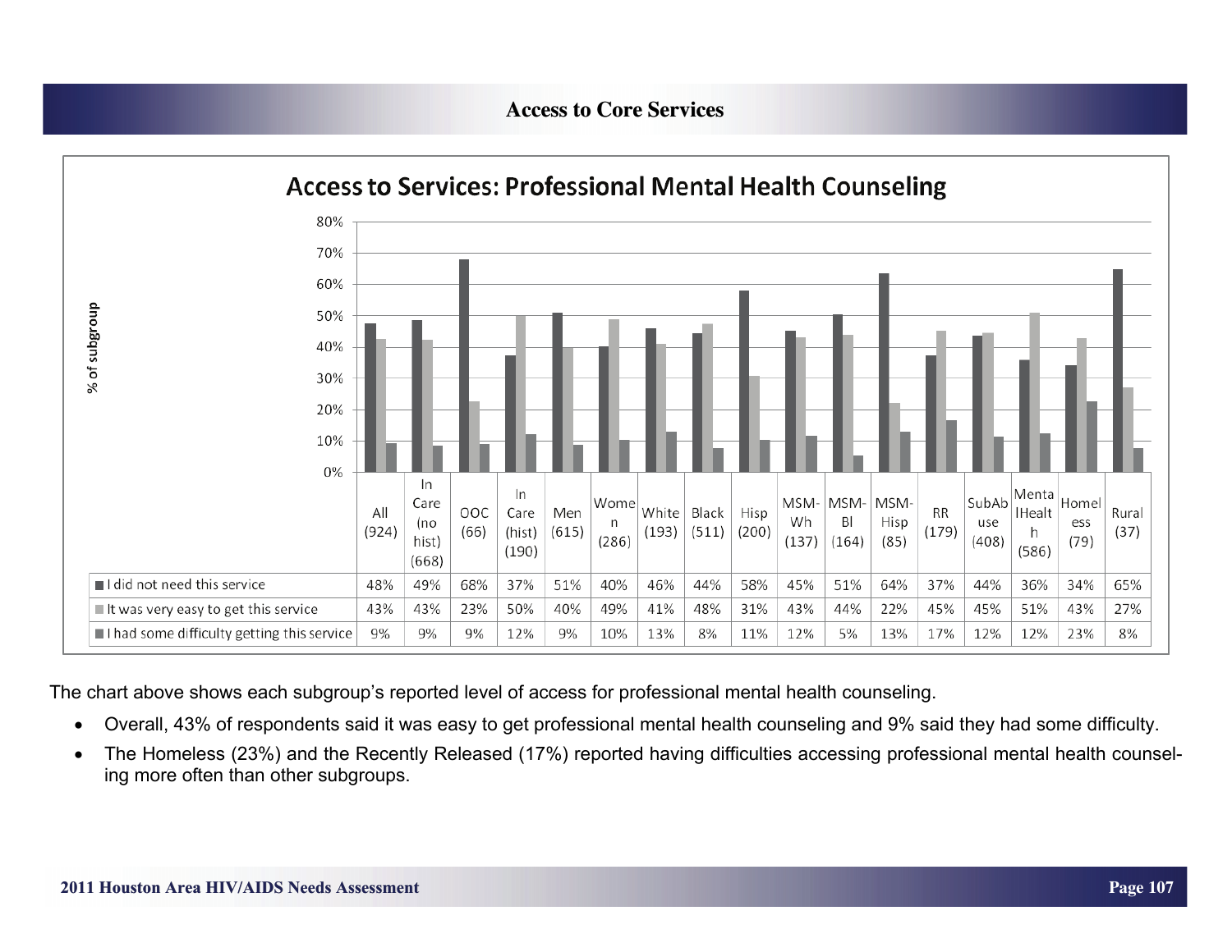## Access to Core Services

### Access to Services: Professional Mental Health Counseling

| | All (924) | In Care (no hist) (668) | OOC (66) | In Care (hist) (190) | Men (615) | Women (286) | White (193) | Black (511) | Hisp (200) | MSM-Wh (137) | MSM-Bl (164) | MSM-Hisp (85) | RR (179) | SubAbuse (408) | MentalHealth (586) | Homeless (79) | Rural (37) |
|---|---|---|---|---|---|---|---|---|---|---|---|---|---|---|---|---|---|
| I did not need this service | 48% | 49% | 68% | 37% | 51% | 40% | 46% | 44% | 58% | 45% | 51% | 64% | 37% | 44% | 36% | 34% | 65% |
| It was very easy to get this service | 43% | 43% | 23% | 50% | 40% | 49% | 41% | 48% | 31% | 43% | 44% | 22% | 45% | 45% | 51% | 43% | 27% |
| I had some difficulty getting this service | 9% | 9% | 9% | 12% | 9% | 10% | 13% | 8% | 11% | 12% | 5% | 13% | 17% | 12% | 12% | 23% | 8% |

The chart above shows each subgroup's reported level of access for professional mental health counseling.

- Overall, 43% of respondents said it was easy to get professional mental health counseling and 9% said they had some difficulty.
- The Homeless (23%) and the Recently Released (17%) reported having difficulties accessing professional mental health counseling more often than other subgroups.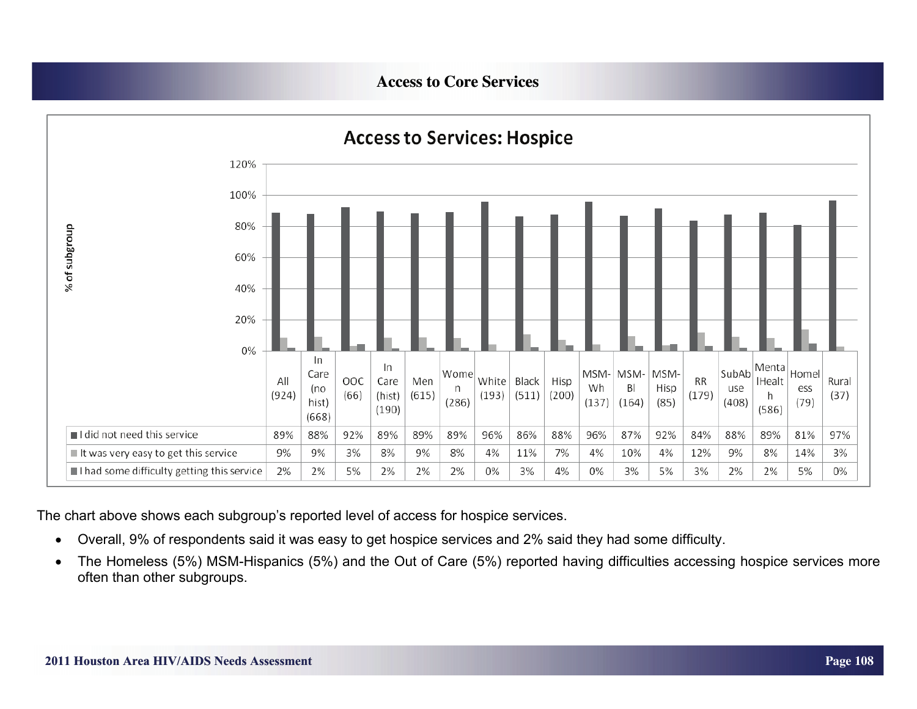## Access to Core Services

### Access to Services: Hospice

| | All (924) | In Care (no hist) (668) | OOC (66) | In Care (hist) (190) | Men (615) | Women (286) | White (193) | Black (511) | Hisp (200) | MSM-Wh (137) | MSM-Bl (164) | MSM-Hisp (85) | RR (179) | SubAbuse (408) | MentalHealth (586) | Homeless (79) | Rural (37) |
|---|---|---|---|---|---|---|---|---|---|---|---|---|---|---|---|---|---|
| I did not need this service | 89% | 88% | 92% | 89% | 89% | 89% | 96% | 86% | 88% | 96% | 87% | 92% | 84% | 88% | 89% | 81% | 97% |
| It was very easy to get this service | 9% | 9% | 3% | 8% | 9% | 8% | 4% | 11% | 7% | 4% | 10% | 4% | 12% | 9% | 8% | 14% | 3% |
| I had some difficulty getting this service | 2% | 2% | 5% | 2% | 2% | 2% | 0% | 3% | 4% | 0% | 3% | 5% | 3% | 2% | 2% | 5% | 0% |

The chart above shows each subgroup's reported level of access for hospice services.

- Overall, 9% of respondents said it was easy to get hospice services and 2% said they had some difficulty.
- The Homeless (5%) MSM-Hispanics (5%) and the Out of Care (5%) reported having difficulties accessing hospice services more often than other subgroups.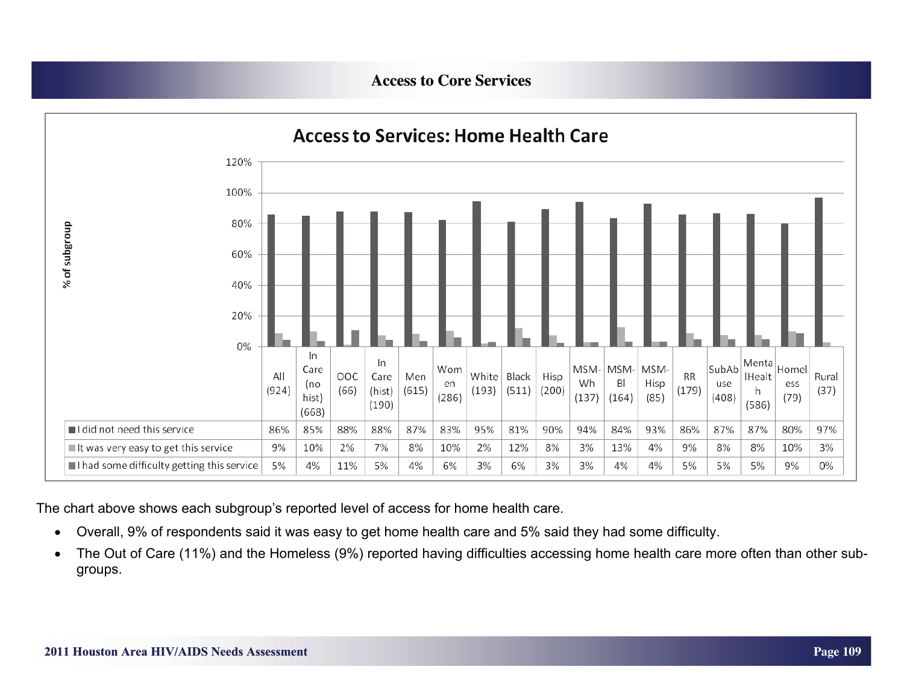## Access to Core Services

### Access to Services: Home Health Care

| | All (924) | In Care (no hist) (668) | OOC (66) | In Care (hist) (190) | Men (615) | Women (286) | White (193) | Black (511) | Hisp (200) | MSM-Wh (137) | MSM-Bl (164) | MSM-Hisp (85) | RR (179) | SubAbuse (408) | MentalHealth (586) | Homeless (79) | Rural (37) |
|---|---|---|---|---|---|---|---|---|---|---|---|---|---|---|---|---|---|
| I did not need this service | 86% | 85% | 88% | 88% | 87% | 83% | 95% | 81% | 90% | 94% | 84% | 93% | 86% | 87% | 87% | 80% | 97% |
| It was very easy to get this service | 9% | 10% | 2% | 7% | 8% | 10% | 2% | 12% | 8% | 3% | 13% | 4% | 9% | 8% | 8% | 10% | 3% |
| I had some difficulty getting this service | 5% | 4% | 11% | 5% | 4% | 6% | 3% | 6% | 3% | 3% | 4% | 4% | 5% | 5% | 5% | 9% | 0% |

The chart above shows each subgroup's reported level of access for home health care.

- Overall, 9% of respondents said it was easy to get home health care and 5% said they had some difficulty.
- The Out of Care (11%) and the Homeless (9%) reported having difficulties accessing home health care more often than other sub-groups.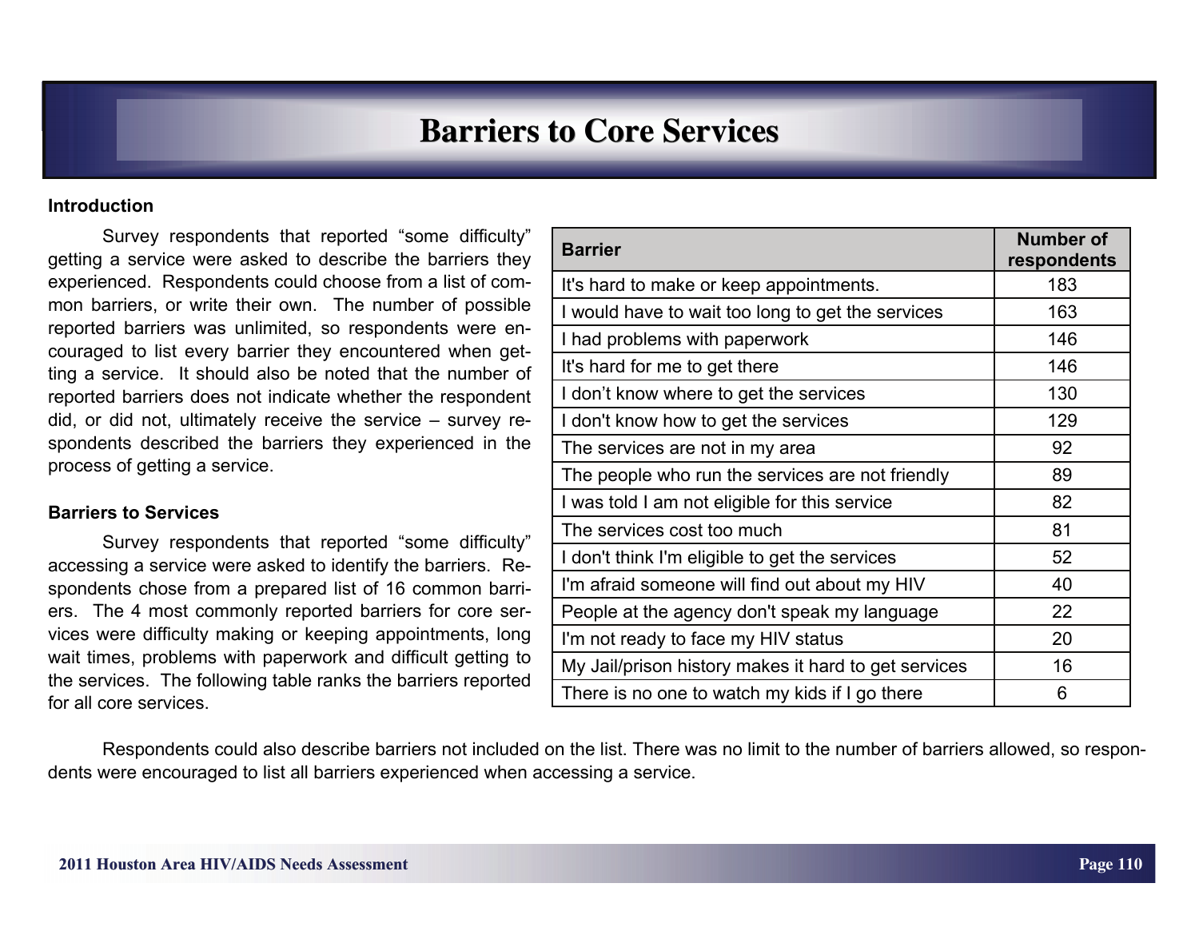# Barriers to Core Services

**Introduction**

Survey respondents that reported "some difficulty" getting a service were asked to describe the barriers they experienced. Respondents could choose from a list of common barriers, or write their own. The number of possible reported barriers was unlimited, so respondents were encouraged to list every barrier they encountered when getting a service. It should also be noted that the number of reported barriers does not indicate whether the respondent did, or did not, ultimately receive the service – survey respondents described the barriers they experienced in the process of getting a service.

**Barriers to Services**

Survey respondents that reported "some difficulty" accessing a service were asked to identify the barriers. Respondents chose from a prepared list of 16 common barriers. The 4 most commonly reported barriers for core services were difficulty making or keeping appointments, long wait times, problems with paperwork and difficult getting to the services. The following table ranks the barriers reported for all core services.

| Barrier | Number of respondents |
|---|---|
| It's hard to make or keep appointments. | 183 |
| I would have to wait too long to get the services | 163 |
| I had problems with paperwork | 146 |
| It's hard for me to get there | 146 |
| I don't know where to get the services | 130 |
| I don't know how to get the services | 129 |
| The services are not in my area | 92 |
| The people who run the services are not friendly | 89 |
| I was told I am not eligible for this service | 82 |
| The services cost too much | 81 |
| I don't think I'm eligible to get the services | 52 |
| I'm afraid someone will find out about my HIV | 40 |
| People at the agency don't speak my language | 22 |
| I'm not ready to face my HIV status | 20 |
| My Jail/prison history makes it hard to get services | 16 |
| There is no one to watch my kids if I go there | 6 |

Respondents could also describe barriers not included on the list. There was no limit to the number of barriers allowed, so respondents were encouraged to list all barriers experienced when accessing a service.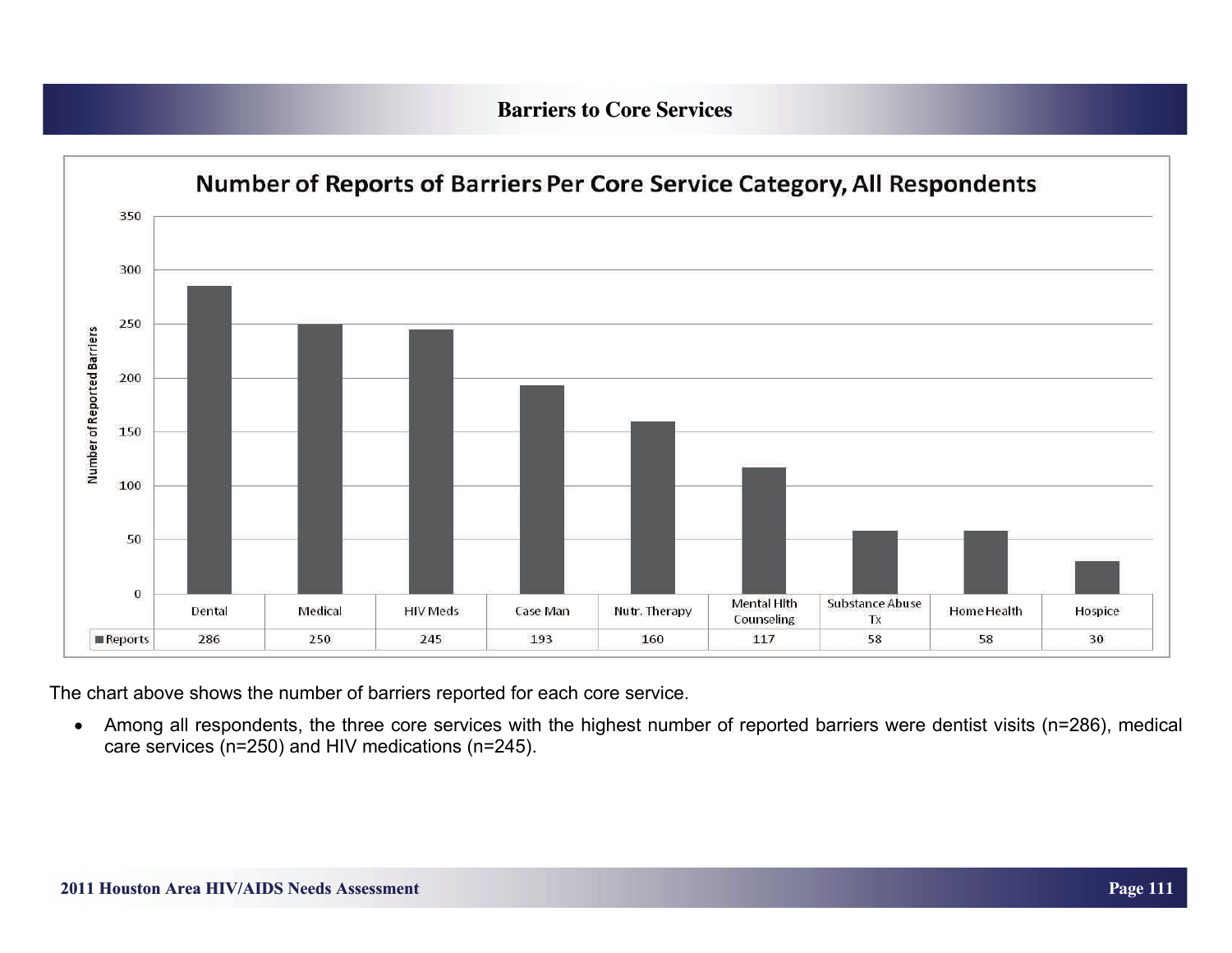## Barriers to Core Services

**Number of Reports of Barriers Per Core Service Category, All Respondents**

| | Dental | Medical | HIV Meds | Case Man | Nutr. Therapy | Mental Hlth Counseling | Substance Abuse Tx | Home Health | Hospice |
|---|---|---|---|---|---|---|---|---|---|
| Reports | 286 | 250 | 245 | 193 | 160 | 117 | 58 | 58 | 30 |

The chart above shows the number of barriers reported for each core service.

- Among all respondents, the three core services with the highest number of reported barriers were dentist visits (n=286), medical care services (n=250) and HIV medications (n=245).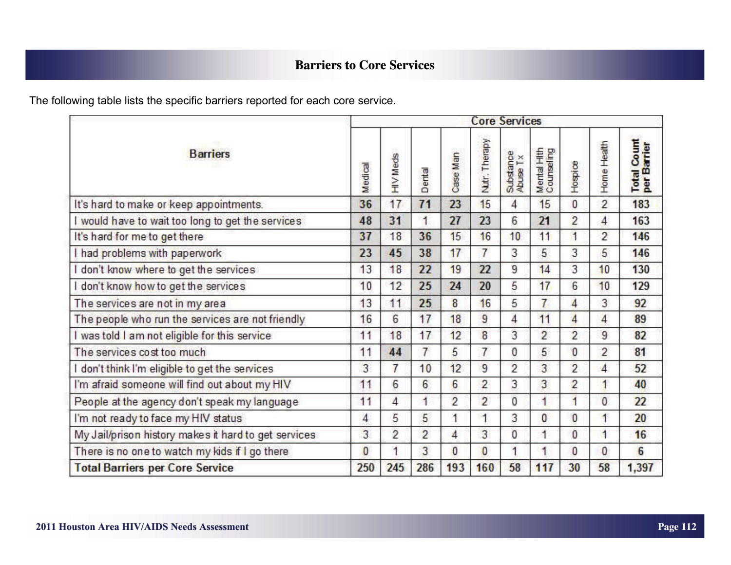## Barriers to Core Services

The following table lists the specific barriers reported for each core service.

| Barriers | Core Services | | | | | | | | | |
|---|---|---|---|---|---|---|---|---|---|---|
| | Medical | HIV Meds | Dental | Case Man | Nutr. Therapy | Substance Abuse Tx | Mental Hlth Counseling | Hospice | Home Health | **Total Count per Barrier** |
| It's hard to make or keep appointments. | **36** | 17 | **71** | **23** | 15 | 4 | 15 | 0 | 2 | **183** |
| I would have to wait too long to get the services | **48** | **31** | 1 | **27** | **23** | 6 | **21** | 2 | 4 | **163** |
| It's hard for me to get there | **37** | 18 | **36** | 15 | 16 | 10 | 11 | 1 | 2 | **146** |
| I had problems with paperwork | **23** | **45** | **38** | 17 | 7 | 3 | 5 | 3 | 5 | **146** |
| I don't know where to get the services | 13 | 18 | **22** | 19 | **22** | 9 | 14 | 3 | 10 | **130** |
| I don't know how to get the services | 10 | 12 | **25** | **24** | **20** | 5 | 17 | 6 | 10 | **129** |
| The services are not in my area | 13 | 11 | **25** | 8 | 16 | 5 | 7 | 4 | 3 | **92** |
| The people who run the services are not friendly | 16 | 6 | 17 | 18 | 9 | 4 | 11 | 4 | 4 | **89** |
| I was told I am not eligible for this service | 11 | 18 | 17 | 12 | 8 | 3 | 2 | 2 | 9 | **82** |
| The services cost too much | 11 | **44** | 7 | 5 | 7 | 0 | 5 | 0 | 2 | **81** |
| I don't think I'm eligible to get the services | 3 | 7 | 10 | 12 | 9 | 2 | 3 | 2 | 4 | **52** |
| I'm afraid someone will find out about my HIV | 11 | 6 | 6 | 6 | 2 | 3 | 3 | 2 | 1 | **40** |
| People at the agency don't speak my language | 11 | 4 | 1 | 2 | 2 | 0 | 1 | 1 | 0 | **22** |
| I'm not ready to face my HIV status | 4 | 5 | 5 | 1 | 1 | 3 | 0 | 0 | 1 | **20** |
| My Jail/prison history makes it hard to get services | 3 | 2 | 2 | 4 | 3 | 0 | 1 | 0 | 1 | **16** |
| There is no one to watch my kids if I go there | 0 | 1 | 3 | 0 | 0 | 1 | 1 | 0 | 0 | **6** |
| **Total Barriers per Core Service** | **250** | **245** | **286** | **193** | **160** | **58** | **117** | **30** | **58** | **1,397** |